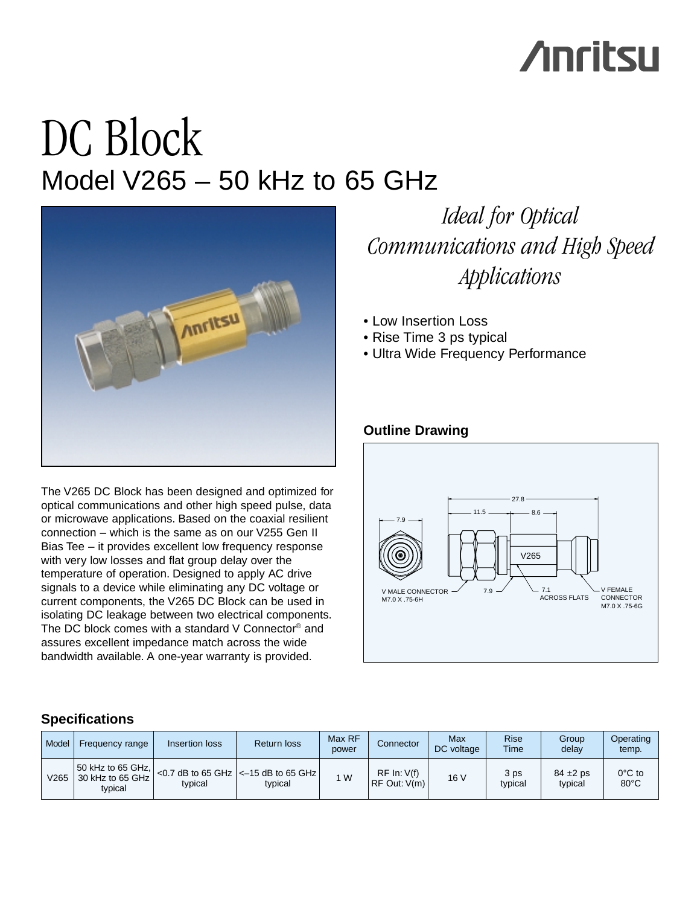# DC Block

## Model V265 – 50 kHz to 65 GHz

*Ideal for Optical Communications and High Speed Applications*

- Low Insertion Loss
- Rise Time 3 ps typical
- Ultra Wide Frequency Performance

The V265 DC Block has been designed and optimized for optical communications and other high speed pulse, data or microwave applications. Based on the coaxial resilient connection – which is the same as on our V255 Gen II Bias Tee – it provides excellent low frequency response with very low losses and flat group delay over the temperature of operation. Designed to apply AC drive signals to a device while eliminating any DC voltage or current components, the V265 DC Block can be used in isolating DC leakage between two electrical components. The DC block comes with a standard V Connector® and assures excellent impedance match across the wide bandwidth available. A one-year warranty is provided.

### Outline Drawing

27.8
11.5
8.6
7.9
V265
V MALE CONNECTOR M7.0 X .75-6H
7.9
7.1 ACROSS FLATS
V FEMALE CONNECTOR M7.0 X .75-6G

### Specifications

| Model | Frequency range | Insertion loss | Return loss | Max RF power | Connector | Max DC voltage | Rise Time | Group delay | Operating temp. |
|---|---|---|---|---|---|---|---|---|---|
| V265 | 50 kHz to 65 GHz, 30 kHz to 65 GHz typical | <0.7 dB to 65 GHz typical | <–15 dB to 65 GHz typical | 1 W | RF In: V(f) RF Out: V(m) | 16 V | 3 ps typical | 84 ±2 ps typical | 0°C to 80°C |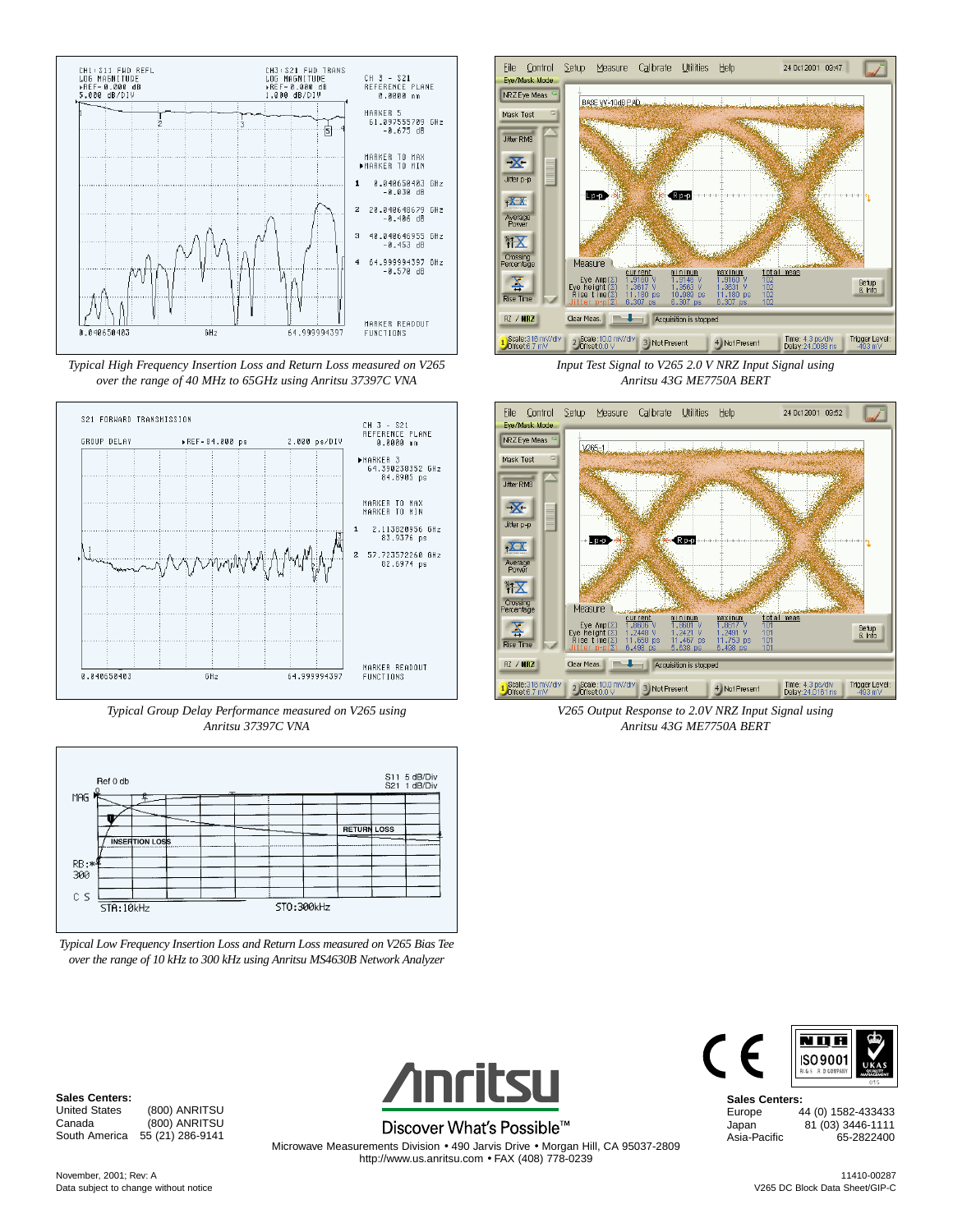CH1: S11 FWD REFL
LOG MAGNITUDE
▸REF= 0.000 dB
5.000 dB/DIV

CH3: S21 FWD TRANS
LOG MAGNITUDE
▸REF= 0.000 dB
1.000 dB/DIV

CH 3 - S21
REFERENCE PLANE
0.0000 mm

MARKER 5
61.097555709 GHz
-0.675 dB

MARKER TO MAX
▸MARKER TO MIN

1 0.040650403 GHz
-0.030 dB

2 20.040640679 GHz
-0.406 dB

3 40.040646955 GHz
-0.453 dB

4 64.999994397 GHz
-0.570 dB

MARKER READOUT
FUNCTIONS

0.040650403 GHz 64.999994397

*Typical High Frequency Insertion Loss and Return Loss measured on V265 over the range of 40 MHz to 65GHz using Anritsu 37397C VNA*

S21 FORWARD TRANSMISSION

GROUP DELAY ▸REF= 84.000 ps 2.000 ps/DIV

CH 3 - S21
REFERENCE PLANE
0.0000 mm

▸MARKER 3
64.390238352 GHz
84.8905 ps

MARKER TO MAX
MARKER TO MIN

1 2.113820956 GHz
83.9376 ps

2 57.723572260 GHz
82.6974 ps

MARKER READOUT
FUNCTIONS

0.040650403 GHz 64.999994397

*Typical Group Delay Performance measured on V265 using Anritsu 37397C VNA*

Ref 0 db

S11 5 dB/Div
S21 1 dB/Div

MAG

INSERTION LOSS

RETURN LOSS

RB: 300

C S

STA: 10kHz STO: 300kHz

*Typical Low Frequency Insertion Loss and Return Loss measured on V265 Bias Tee over the range of 10 kHz to 300 kHz using Anritsu MS4630B Network Analyzer*

File Control Setup Measure Calibrate Utilities Help 24 Oct 2001 03:47

Eye/Mask Mode

NRZ Eye Meas

Mask Test

Jitter RMS

Jitter p-p

Average Power

Crossing Percentage

Rise Time

BASE W-10dB PAD

Lp-p Rp-p

Measure

| | current | minimum | maximum | total meas |
|---|---|---|---|---|
| Eye Amp(3) | 1.9160 V | 1.9146 V | 1.9160 V | 102 |
| Eye Height(3) | 1.3617 V | 1.3563 V | 1.3831 V | 102 |
| Rise time(3) | 11.180 ps | 10.980 ps | 11.180 ps | 102 |
| Jitter p-p(3) | 6.307 ps | 6.307 ps | 6.307 ps | 102 |

Setup & Info

RZ / NRZ Clear Meas. Acquisition is stopped

1 Scale: 316 mV/div Offset: 6.7 mV 2 Scale: 10.0 mV/div Offset: 0.0 V 3 Not Present 4 Not Present Time: 4.3 ps/div Delay: 24.0088 ns Trigger Level: -403 mV

*Input Test Signal to V265 2.0 V NRZ Input Signal using Anritsu 43G ME7750A BERT*

File Control Setup Measure Calibrate Utilities Help 24 Oct 2001 03:52

Eye/Mask Mode

NRZ Eye Meas

Mask Test

Jitter RMS

Jitter p-p

Average Power

Crossing Percentage

Rise Time

V265-1

Lp-p Rp-p

Measure

| | current | minimum | maximum | total meas |
|---|---|---|---|---|
| Eye Amp(3) | 1.8606 V | 1.8601 V | 1.8617 V | 101 |
| Eye Height(3) | 1.2448 V | 1.2421 V | 1.2491 V | 101 |
| Rise time(3) | 11.650 ps | 11.467 ps | 11.753 ps | 101 |
| Jitter p-p(3) | 6.498 ps | 5.838 ps | 6.498 ps | 101 |

Setup & Info

RZ / NRZ Clear Meas. Acquisition is stopped

1 Scale: 316 mV/div Offset: 6.7 mV 2 Scale: 10.0 mV/div Offset: 0.0 V 3 Not Present 4 Not Present Time: 4.3 ps/div Delay: 24.0161 ns Trigger Level: -403 mV

*V265 Output Response to 2.0V NRZ Input Signal using Anritsu 43G ME7750A BERT*

**Sales Centers:**

| | |
|---|---|
| United States | (800) ANRITSU |
| Canada | (800) ANRITSU |
| South America | 55 (21) 286-9141 |

Anritsu

Discover What's Possible™

Microwave Measurements Division • 490 Jarvis Drive • Morgan Hill, CA 95037-2809
http://www.us.anritsu.com • FAX (408) 778-0239

CE

NQA ISO 9001 UKAS QUALITY MANAGEMENT

**Sales Centers:**

| | |
|---|---|
| Europe | 44 (0) 1582-433433 |
| Japan | 81 (03) 3446-1111 |
| Asia-Pacific | 65-2822400 |

November, 2001; Rev: A
Data subject to change without notice

11410-00287
V265 DC Block Data Sheet/GIP-C